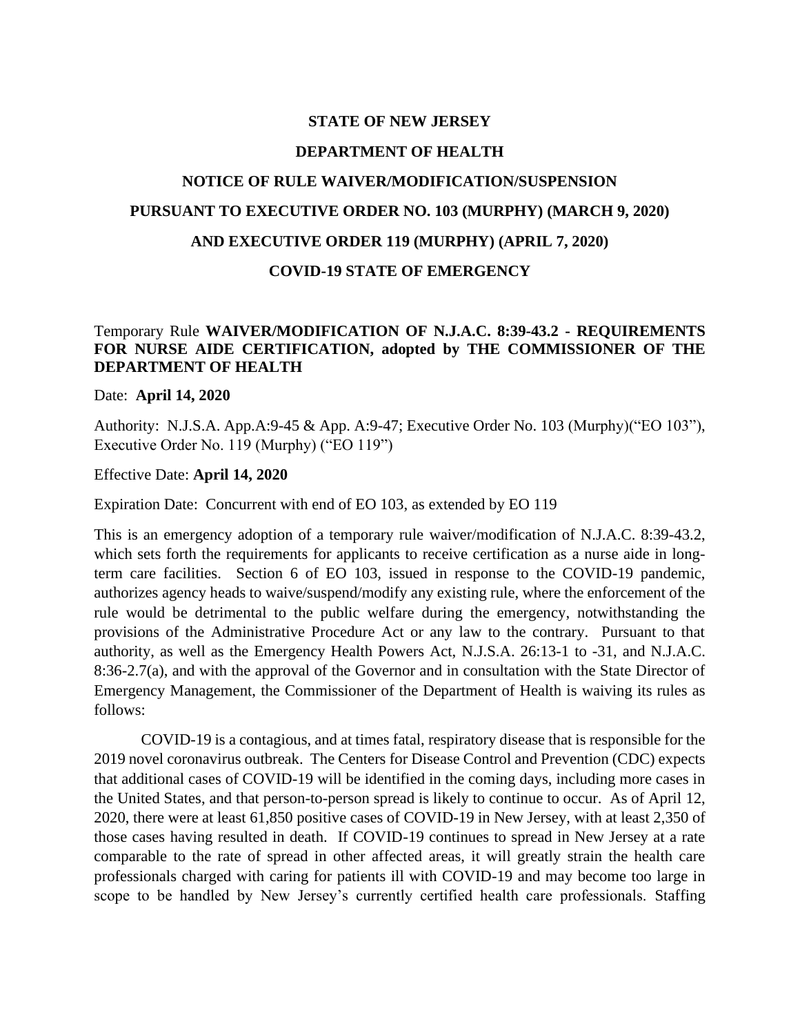**STATE OF NEW JERSEY**

**DEPARTMENT OF HEALTH**

**NOTICE OF RULE WAIVER/MODIFICATION/SUSPENSION**

**PURSUANT TO EXECUTIVE ORDER NO. 103 (MURPHY) (MARCH 9, 2020)**

**AND EXECUTIVE ORDER 119 (MURPHY) (APRIL 7, 2020)**

**COVID-19 STATE OF EMERGENCY**

Temporary Rule **WAIVER/MODIFICATION OF N.J.A.C. 8:39-43.2 - REQUIREMENTS FOR NURSE AIDE CERTIFICATION, adopted by THE COMMISSIONER OF THE DEPARTMENT OF HEALTH**

Date: **April 14, 2020**

Authority: N.J.S.A. App.A:9-45 & App. A:9-47; Executive Order No. 103 (Murphy)("EO 103"), Executive Order No. 119 (Murphy) ("EO 119")

Effective Date: **April 14, 2020**

Expiration Date: Concurrent with end of EO 103, as extended by EO 119

This is an emergency adoption of a temporary rule waiver/modification of N.J.A.C. 8:39-43.2, which sets forth the requirements for applicants to receive certification as a nurse aide in long-term care facilities. Section 6 of EO 103, issued in response to the COVID-19 pandemic, authorizes agency heads to waive/suspend/modify any existing rule, where the enforcement of the rule would be detrimental to the public welfare during the emergency, notwithstanding the provisions of the Administrative Procedure Act or any law to the contrary. Pursuant to that authority, as well as the Emergency Health Powers Act, N.J.S.A. 26:13-1 to -31, and N.J.A.C. 8:36-2.7(a), and with the approval of the Governor and in consultation with the State Director of Emergency Management, the Commissioner of the Department of Health is waiving its rules as follows:

COVID-19 is a contagious, and at times fatal, respiratory disease that is responsible for the 2019 novel coronavirus outbreak. The Centers for Disease Control and Prevention (CDC) expects that additional cases of COVID-19 will be identified in the coming days, including more cases in the United States, and that person-to-person spread is likely to continue to occur. As of April 12, 2020, there were at least 61,850 positive cases of COVID-19 in New Jersey, with at least 2,350 of those cases having resulted in death. If COVID-19 continues to spread in New Jersey at a rate comparable to the rate of spread in other affected areas, it will greatly strain the health care professionals charged with caring for patients ill with COVID-19 and may become too large in scope to be handled by New Jersey's currently certified health care professionals. Staffing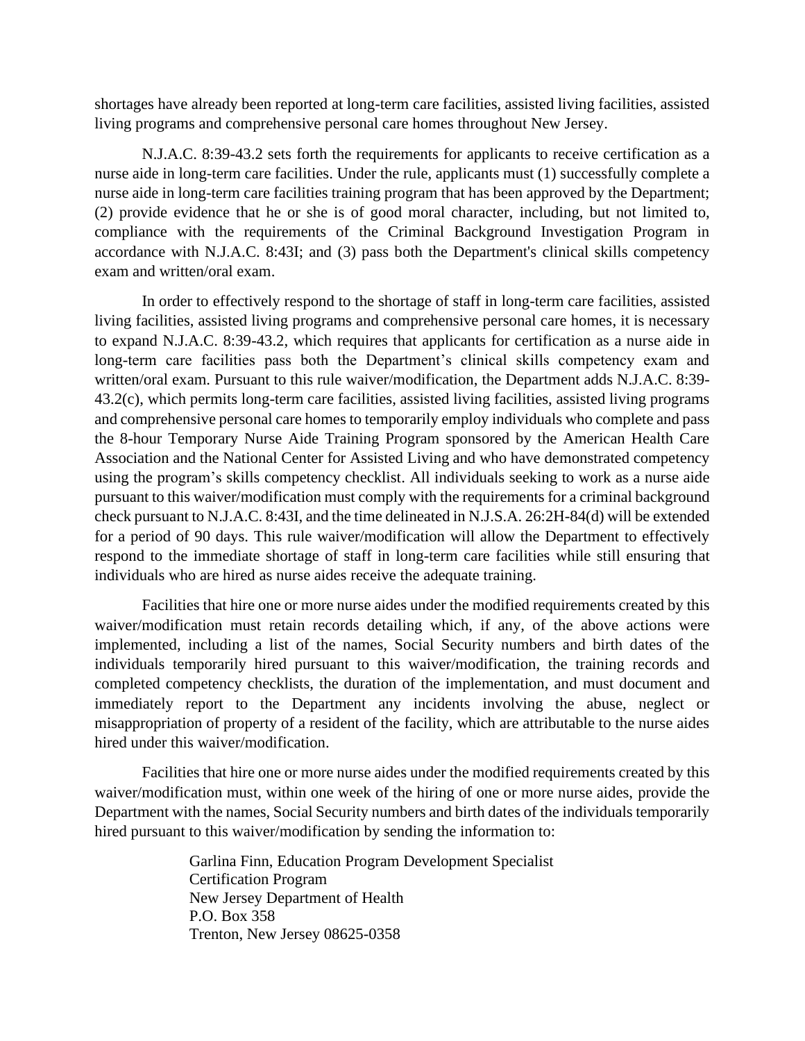shortages have already been reported at long-term care facilities, assisted living facilities, assisted living programs and comprehensive personal care homes throughout New Jersey.

N.J.A.C. 8:39-43.2 sets forth the requirements for applicants to receive certification as a nurse aide in long-term care facilities. Under the rule, applicants must (1) successfully complete a nurse aide in long-term care facilities training program that has been approved by the Department; (2) provide evidence that he or she is of good moral character, including, but not limited to, compliance with the requirements of the Criminal Background Investigation Program in accordance with N.J.A.C. 8:43I; and (3) pass both the Department's clinical skills competency exam and written/oral exam.

In order to effectively respond to the shortage of staff in long-term care facilities, assisted living facilities, assisted living programs and comprehensive personal care homes, it is necessary to expand N.J.A.C. 8:39-43.2, which requires that applicants for certification as a nurse aide in long-term care facilities pass both the Department's clinical skills competency exam and written/oral exam. Pursuant to this rule waiver/modification, the Department adds N.J.A.C. 8:39-43.2(c), which permits long-term care facilities, assisted living facilities, assisted living programs and comprehensive personal care homes to temporarily employ individuals who complete and pass the 8-hour Temporary Nurse Aide Training Program sponsored by the American Health Care Association and the National Center for Assisted Living and who have demonstrated competency using the program's skills competency checklist. All individuals seeking to work as a nurse aide pursuant to this waiver/modification must comply with the requirements for a criminal background check pursuant to N.J.A.C. 8:43I, and the time delineated in N.J.S.A. 26:2H-84(d) will be extended for a period of 90 days. This rule waiver/modification will allow the Department to effectively respond to the immediate shortage of staff in long-term care facilities while still ensuring that individuals who are hired as nurse aides receive the adequate training.

Facilities that hire one or more nurse aides under the modified requirements created by this waiver/modification must retain records detailing which, if any, of the above actions were implemented, including a list of the names, Social Security numbers and birth dates of the individuals temporarily hired pursuant to this waiver/modification, the training records and completed competency checklists, the duration of the implementation, and must document and immediately report to the Department any incidents involving the abuse, neglect or misappropriation of property of a resident of the facility, which are attributable to the nurse aides hired under this waiver/modification.

Facilities that hire one or more nurse aides under the modified requirements created by this waiver/modification must, within one week of the hiring of one or more nurse aides, provide the Department with the names, Social Security numbers and birth dates of the individuals temporarily hired pursuant to this waiver/modification by sending the information to:

Garlina Finn, Education Program Development Specialist
Certification Program
New Jersey Department of Health
P.O. Box 358
Trenton, New Jersey 08625-0358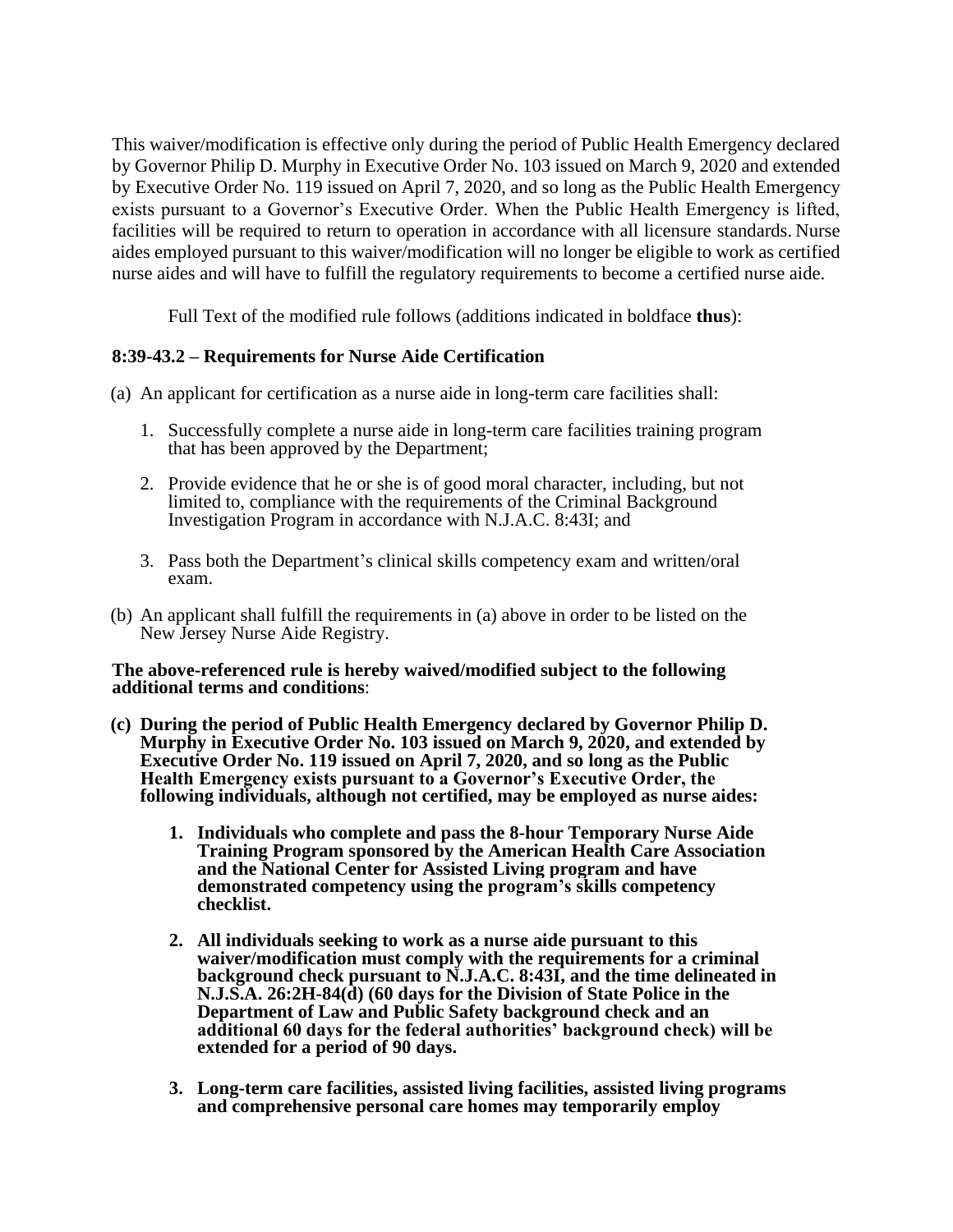This waiver/modification is effective only during the period of Public Health Emergency declared by Governor Philip D. Murphy in Executive Order No. 103 issued on March 9, 2020 and extended by Executive Order No. 119 issued on April 7, 2020, and so long as the Public Health Emergency exists pursuant to a Governor's Executive Order. When the Public Health Emergency is lifted, facilities will be required to return to operation in accordance with all licensure standards. Nurse aides employed pursuant to this waiver/modification will no longer be eligible to work as certified nurse aides and will have to fulfill the regulatory requirements to become a certified nurse aide.

Full Text of the modified rule follows (additions indicated in boldface **thus**):

### 8:39-43.2 – Requirements for Nurse Aide Certification

(a) An applicant for certification as a nurse aide in long-term care facilities shall:

1. Successfully complete a nurse aide in long-term care facilities training program that has been approved by the Department;
2. Provide evidence that he or she is of good moral character, including, but not limited to, compliance with the requirements of the Criminal Background Investigation Program in accordance with N.J.A.C. 8:43I; and
3. Pass both the Department's clinical skills competency exam and written/oral exam.

(b) An applicant shall fulfill the requirements in (a) above in order to be listed on the New Jersey Nurse Aide Registry.

**The above-referenced rule is hereby waived/modified subject to the following additional terms and conditions**:

**(c) During the period of Public Health Emergency declared by Governor Philip D. Murphy in Executive Order No. 103 issued on March 9, 2020, and extended by Executive Order No. 119 issued on April 7, 2020, and so long as the Public Health Emergency exists pursuant to a Governor's Executive Order, the following individuals, although not certified, may be employed as nurse aides:**

1. **Individuals who complete and pass the 8-hour Temporary Nurse Aide Training Program sponsored by the American Health Care Association and the National Center for Assisted Living program and have demonstrated competency using the program's skills competency checklist.**
2. **All individuals seeking to work as a nurse aide pursuant to this waiver/modification must comply with the requirements for a criminal background check pursuant to N.J.A.C. 8:43I, and the time delineated in N.J.S.A. 26:2H-84(d) (60 days for the Division of State Police in the Department of Law and Public Safety background check and an additional 60 days for the federal authorities' background check) will be extended for a period of 90 days.**
3. **Long-term care facilities, assisted living facilities, assisted living programs and comprehensive personal care homes may temporarily employ**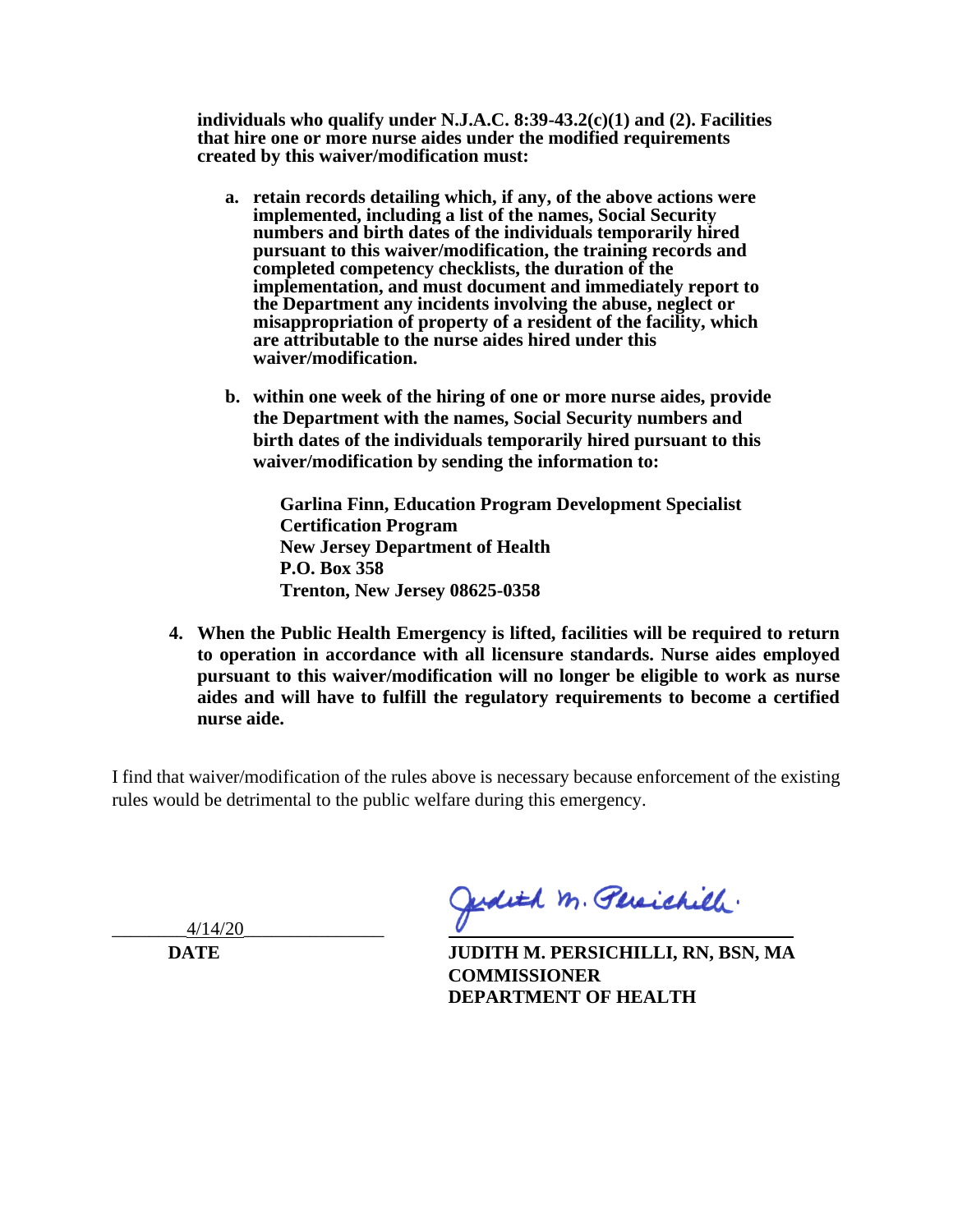**individuals who qualify under N.J.A.C. 8:39-43.2(c)(1) and (2). Facilities that hire one or more nurse aides under the modified requirements created by this waiver/modification must:**

  a. **retain records detailing which, if any, of the above actions were implemented, including a list of the names, Social Security numbers and birth dates of the individuals temporarily hired pursuant to this waiver/modification, the training records and completed competency checklists, the duration of the implementation, and must document and immediately report to the Department any incidents involving the abuse, neglect or misappropriation of property of a resident of the facility, which are attributable to the nurse aides hired under this waiver/modification.**

  b. **within one week of the hiring of one or more nurse aides, provide the Department with the names, Social Security numbers and birth dates of the individuals temporarily hired pursuant to this waiver/modification by sending the information to:**

     **Garlina Finn, Education Program Development Specialist**
     **Certification Program**
     **New Jersey Department of Health**
     **P.O. Box 358**
     **Trenton, New Jersey 08625-0358**

4. **When the Public Health Emergency is lifted, facilities will be required to return to operation in accordance with all licensure standards. Nurse aides employed pursuant to this waiver/modification will no longer be eligible to work as nurse aides and will have to fulfill the regulatory requirements to become a certified nurse aide.**

I find that waiver/modification of the rules above is necessary because enforcement of the existing rules would be detrimental to the public welfare during this emergency.

4/14/20
**DATE**

Judith M. Persichilli
**JUDITH M. PERSICHILLI, RN, BSN, MA**
**COMMISSIONER**
**DEPARTMENT OF HEALTH**